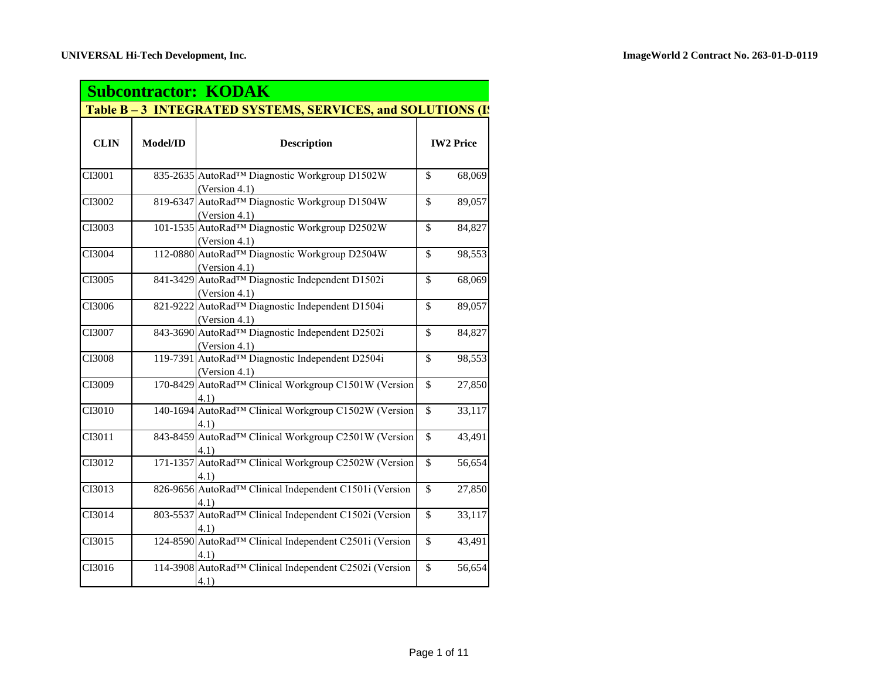UNIVERSAL Hi-Tech Development, Inc.

ImageWorld 2 Contract No. 263-01-D-0119

## Subcontractor: KODAK

### Table B – 3 INTEGRATED SYSTEMS, SERVICES, and SOLUTIONS (IS

| CLIN | Model/ID | Description | IW2 Price |
|---|---|---|---|
| CI3001 | 835-2635 | AutoRad™ Diagnostic Workgroup D1502W (Version 4.1) | $ 68,069 |
| CI3002 | 819-6347 | AutoRad™ Diagnostic Workgroup D1504W (Version 4.1) | $ 89,057 |
| CI3003 | 101-1535 | AutoRad™ Diagnostic Workgroup D2502W (Version 4.1) | $ 84,827 |
| CI3004 | 112-0880 | AutoRad™ Diagnostic Workgroup D2504W (Version 4.1) | $ 98,553 |
| CI3005 | 841-3429 | AutoRad™ Diagnostic Independent D1502i (Version 4.1) | $ 68,069 |
| CI3006 | 821-9222 | AutoRad™ Diagnostic Independent D1504i (Version 4.1) | $ 89,057 |
| CI3007 | 843-3690 | AutoRad™ Diagnostic Independent D2502i (Version 4.1) | $ 84,827 |
| CI3008 | 119-7391 | AutoRad™ Diagnostic Independent D2504i (Version 4.1) | $ 98,553 |
| CI3009 | 170-8429 | AutoRad™ Clinical Workgroup C1501W (Version 4.1) | $ 27,850 |
| CI3010 | 140-1694 | AutoRad™ Clinical Workgroup C1502W (Version 4.1) | $ 33,117 |
| CI3011 | 843-8459 | AutoRad™ Clinical Workgroup C2501W (Version 4.1) | $ 43,491 |
| CI3012 | 171-1357 | AutoRad™ Clinical Workgroup C2502W (Version 4.1) | $ 56,654 |
| CI3013 | 826-9656 | AutoRad™ Clinical Independent C1501i (Version 4.1) | $ 27,850 |
| CI3014 | 803-5537 | AutoRad™ Clinical Independent C1502i (Version 4.1) | $ 33,117 |
| CI3015 | 124-8590 | AutoRad™ Clinical Independent C2501i (Version 4.1) | $ 43,491 |
| CI3016 | 114-3908 | AutoRad™ Clinical Independent C2502i (Version 4.1) | $ 56,654 |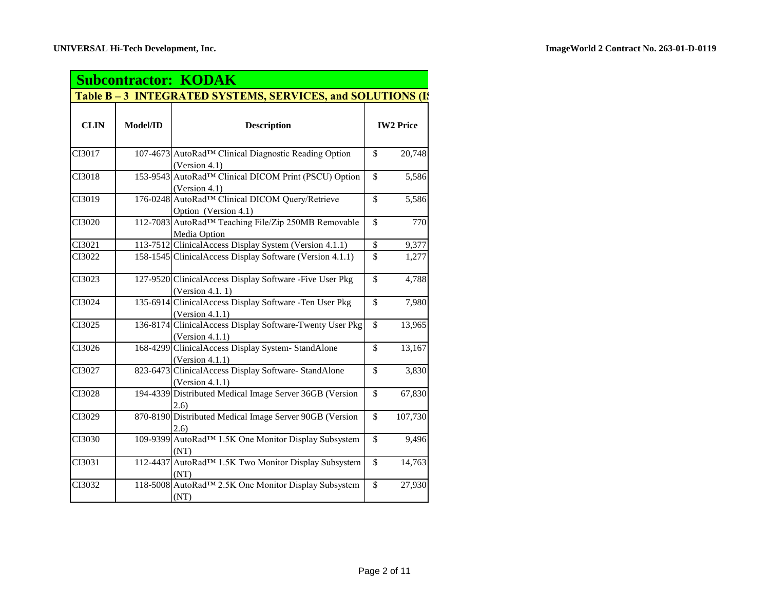## Subcontractor: KODAK

### Table B – 3 INTEGRATED SYSTEMS, SERVICES, and SOLUTIONS (IS

| CLIN | Model/ID | Description | IW2 Price |
|---|---|---|---|
| CI3017 | 107-4673 | AutoRad™ Clinical Diagnostic Reading Option (Version 4.1) | $ 20,748 |
| CI3018 | 153-9543 | AutoRad™ Clinical DICOM Print (PSCU) Option (Version 4.1) | $ 5,586 |
| CI3019 | 176-0248 | AutoRad™ Clinical DICOM Query/Retrieve Option (Version 4.1) | $ 5,586 |
| CI3020 | 112-7083 | AutoRad™ Teaching File/Zip 250MB Removable Media Option | $ 770 |
| CI3021 | 113-7512 | ClinicalAccess Display System (Version 4.1.1) | $ 9,377 |
| CI3022 | 158-1545 | ClinicalAccess Display Software (Version 4.1.1) | $ 1,277 |
| CI3023 | 127-9520 | ClinicalAccess Display Software -Five User Pkg (Version 4.1. 1) | $ 4,788 |
| CI3024 | 135-6914 | ClinicalAccess Display Software -Ten User Pkg (Version 4.1.1) | $ 7,980 |
| CI3025 | 136-8174 | ClinicalAccess Display Software-Twenty User Pkg (Version 4.1.1) | $ 13,965 |
| CI3026 | 168-4299 | ClinicalAccess Display System- StandAlone (Version 4.1.1) | $ 13,167 |
| CI3027 | 823-6473 | ClinicalAccess Display Software- StandAlone (Version 4.1.1) | $ 3,830 |
| CI3028 | 194-4339 | Distributed Medical Image Server 36GB (Version 2.6) | $ 67,830 |
| CI3029 | 870-8190 | Distributed Medical Image Server 90GB (Version 2.6) | $ 107,730 |
| CI3030 | 109-9399 | AutoRad™ 1.5K One Monitor Display Subsystem (NT) | $ 9,496 |
| CI3031 | 112-4437 | AutoRad™ 1.5K Two Monitor Display Subsystem (NT) | $ 14,763 |
| CI3032 | 118-5008 | AutoRad™ 2.5K One Monitor Display Subsystem (NT) | $ 27,930 |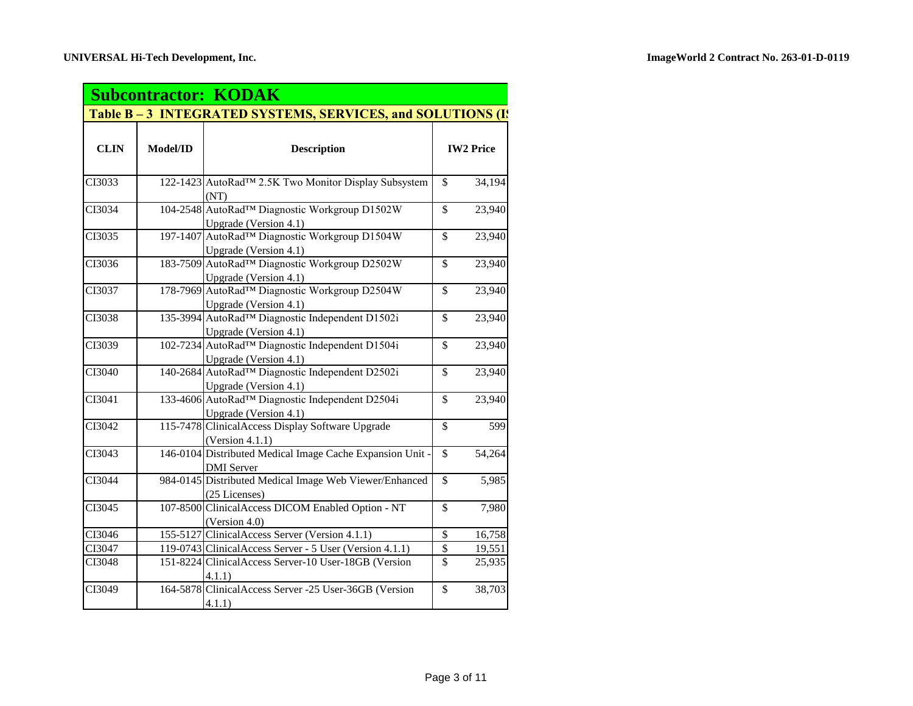## Subcontractor: KODAK

### Table B – 3 INTEGRATED SYSTEMS, SERVICES, and SOLUTIONS (I

| CLIN | Model/ID | Description | IW2 Price |
|---|---|---|---|
| CI3033 | 122-1423 | AutoRad™ 2.5K Two Monitor Display Subsystem (NT) | $ 34,194 |
| CI3034 | 104-2548 | AutoRad™ Diagnostic Workgroup D1502W Upgrade (Version 4.1) | $ 23,940 |
| CI3035 | 197-1407 | AutoRad™ Diagnostic Workgroup D1504W Upgrade (Version 4.1) | $ 23,940 |
| CI3036 | 183-7509 | AutoRad™ Diagnostic Workgroup D2502W Upgrade (Version 4.1) | $ 23,940 |
| CI3037 | 178-7969 | AutoRad™ Diagnostic Workgroup D2504W Upgrade (Version 4.1) | $ 23,940 |
| CI3038 | 135-3994 | AutoRad™ Diagnostic Independent D1502i Upgrade (Version 4.1) | $ 23,940 |
| CI3039 | 102-7234 | AutoRad™ Diagnostic Independent D1504i Upgrade (Version 4.1) | $ 23,940 |
| CI3040 | 140-2684 | AutoRad™ Diagnostic Independent D2502i Upgrade (Version 4.1) | $ 23,940 |
| CI3041 | 133-4606 | AutoRad™ Diagnostic Independent D2504i Upgrade (Version 4.1) | $ 23,940 |
| CI3042 | 115-7478 | ClinicalAccess Display Software Upgrade (Version 4.1.1) | $ 599 |
| CI3043 | 146-0104 | Distributed Medical Image Cache Expansion Unit - DMI Server | $ 54,264 |
| CI3044 | 984-0145 | Distributed Medical Image Web Viewer/Enhanced (25 Licenses) | $ 5,985 |
| CI3045 | 107-8500 | ClinicalAccess DICOM Enabled Option - NT (Version 4.0) | $ 7,980 |
| CI3046 | 155-5127 | ClinicalAccess Server (Version 4.1.1) | $ 16,758 |
| CI3047 | 119-0743 | ClinicalAccess Server - 5 User (Version 4.1.1) | $ 19,551 |
| CI3048 | 151-8224 | ClinicalAccess Server-10 User-18GB (Version 4.1.1) | $ 25,935 |
| CI3049 | 164-5878 | ClinicalAccess Server -25 User-36GB (Version 4.1.1) | $ 38,703 |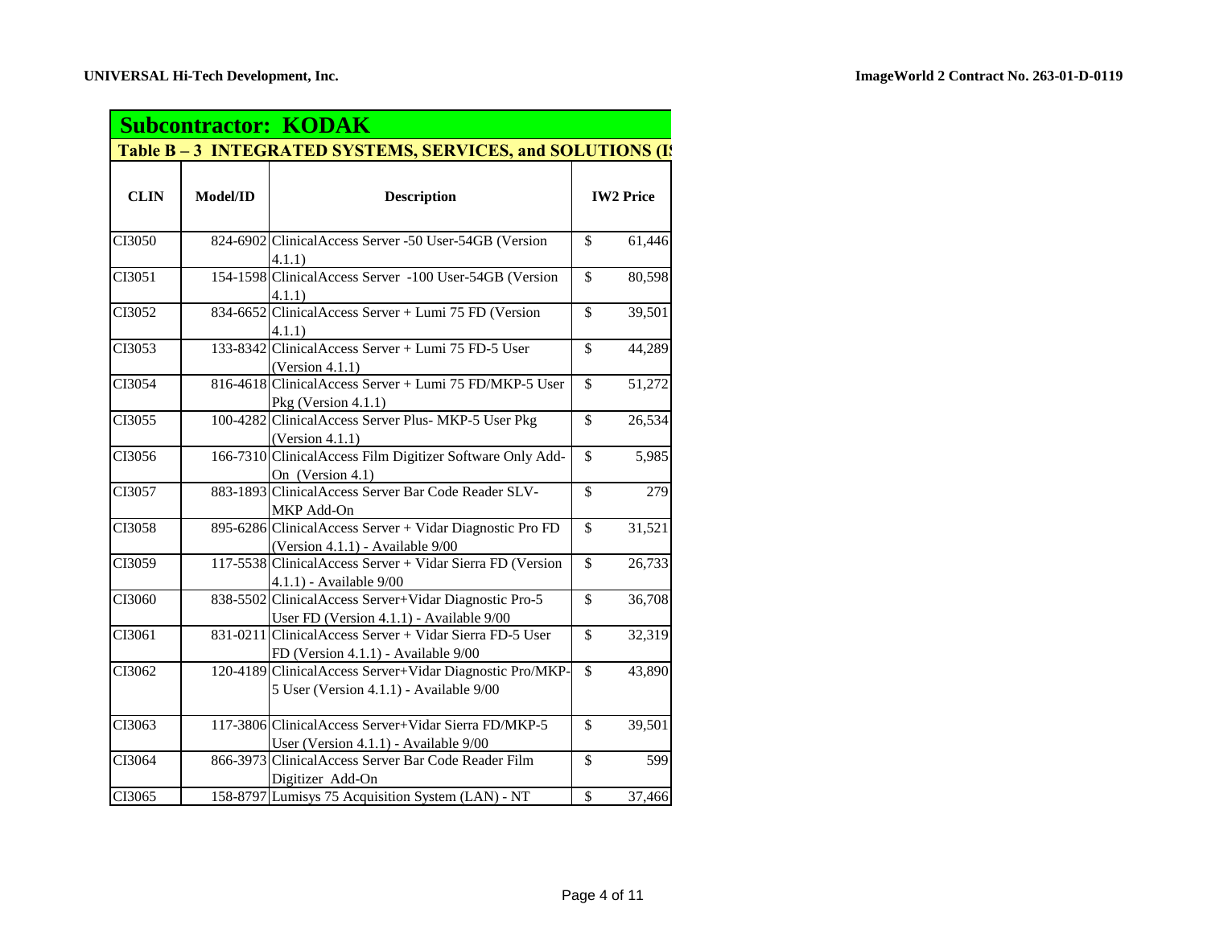## Subcontractor: KODAK

### Table B – 3 INTEGRATED SYSTEMS, SERVICES, and SOLUTIONS (IS

| CLIN | Model/ID | Description | IW2 Price |
|---|---|---|---|
| CI3050 | 824-6902 | ClinicalAccess Server -50 User-54GB (Version 4.1.1) | $ 61,446 |
| CI3051 | 154-1598 | ClinicalAccess Server -100 User-54GB (Version 4.1.1) | $ 80,598 |
| CI3052 | 834-6652 | ClinicalAccess Server + Lumi 75 FD (Version 4.1.1) | $ 39,501 |
| CI3053 | 133-8342 | ClinicalAccess Server + Lumi 75 FD-5 User (Version 4.1.1) | $ 44,289 |
| CI3054 | 816-4618 | ClinicalAccess Server + Lumi 75 FD/MKP-5 User Pkg (Version 4.1.1) | $ 51,272 |
| CI3055 | 100-4282 | ClinicalAccess Server Plus- MKP-5 User Pkg (Version 4.1.1) | $ 26,534 |
| CI3056 | 166-7310 | ClinicalAccess Film Digitizer Software Only Add-On (Version 4.1) | $ 5,985 |
| CI3057 | 883-1893 | ClinicalAccess Server Bar Code Reader SLV-MKP Add-On | $ 279 |
| CI3058 | 895-6286 | ClinicalAccess Server + Vidar Diagnostic Pro FD (Version 4.1.1) - Available 9/00 | $ 31,521 |
| CI3059 | 117-5538 | ClinicalAccess Server + Vidar Sierra FD (Version 4.1.1) - Available 9/00 | $ 26,733 |
| CI3060 | 838-5502 | ClinicalAccess Server+Vidar Diagnostic Pro-5 User FD (Version 4.1.1) - Available 9/00 | $ 36,708 |
| CI3061 | 831-0211 | ClinicalAccess Server + Vidar Sierra FD-5 User FD (Version 4.1.1) - Available 9/00 | $ 32,319 |
| CI3062 | 120-4189 | ClinicalAccess Server+Vidar Diagnostic Pro/MKP-5 User (Version 4.1.1) - Available 9/00 | $ 43,890 |
| CI3063 | 117-3806 | ClinicalAccess Server+Vidar Sierra FD/MKP-5 User (Version 4.1.1) - Available 9/00 | $ 39,501 |
| CI3064 | 866-3973 | ClinicalAccess Server Bar Code Reader Film Digitizer Add-On | $ 599 |
| CI3065 | 158-8797 | Lumisys 75 Acquisition System (LAN) - NT | $ 37,466 |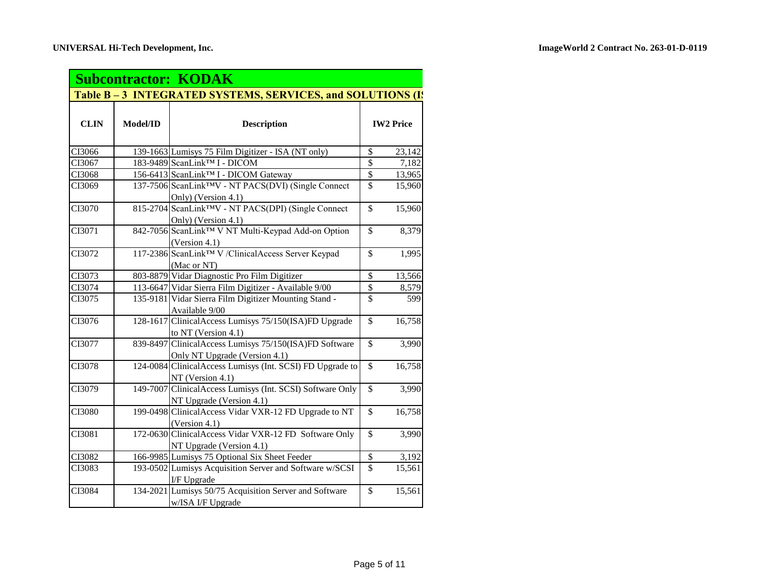## Subcontractor: KODAK

### Table B – 3 INTEGRATED SYSTEMS, SERVICES, and SOLUTIONS (I

| CLIN | Model/ID | Description | IW2 Price |
|---|---|---|---|
| CI3066 | 139-1663 | Lumisys 75 Film Digitizer - ISA (NT only) | $ 23,142 |
| CI3067 | 183-9489 | ScanLink™ I - DICOM | $ 7,182 |
| CI3068 | 156-6413 | ScanLink™ I - DICOM Gateway | $ 13,965 |
| CI3069 | 137-7506 | ScanLink™V - NT PACS(DVI) (Single Connect Only) (Version 4.1) | $ 15,960 |
| CI3070 | 815-2704 | ScanLink™V - NT PACS(DPI) (Single Connect Only) (Version 4.1) | $ 15,960 |
| CI3071 | 842-7056 | ScanLink™ V NT Multi-Keypad Add-on Option (Version 4.1) | $ 8,379 |
| CI3072 | 117-2386 | ScanLink™ V /ClinicalAccess Server Keypad (Mac or NT) | $ 1,995 |
| CI3073 | 803-8879 | Vidar Diagnostic Pro Film Digitizer | $ 13,566 |
| CI3074 | 113-6647 | Vidar Sierra Film Digitizer - Available 9/00 | $ 8,579 |
| CI3075 | 135-9181 | Vidar Sierra Film Digitizer Mounting Stand - Available 9/00 | $ 599 |
| CI3076 | 128-1617 | ClinicalAccess Lumisys 75/150(ISA)FD Upgrade to NT (Version 4.1) | $ 16,758 |
| CI3077 | 839-8497 | ClinicalAccess Lumisys 75/150(ISA)FD Software Only NT Upgrade (Version 4.1) | $ 3,990 |
| CI3078 | 124-0084 | ClinicalAccess Lumisys (Int. SCSI) FD Upgrade to NT (Version 4.1) | $ 16,758 |
| CI3079 | 149-7007 | ClinicalAccess Lumisys (Int. SCSI) Software Only NT Upgrade (Version 4.1) | $ 3,990 |
| CI3080 | 199-0498 | ClinicalAccess Vidar VXR-12 FD Upgrade to NT (Version 4.1) | $ 16,758 |
| CI3081 | 172-0630 | ClinicalAccess Vidar VXR-12 FD Software Only NT Upgrade (Version 4.1) | $ 3,990 |
| CI3082 | 166-9985 | Lumisys 75 Optional Six Sheet Feeder | $ 3,192 |
| CI3083 | 193-0502 | Lumisys Acquisition Server and Software w/SCSI I/F Upgrade | $ 15,561 |
| CI3084 | 134-2021 | Lumisys 50/75 Acquisition Server and Software w/ISA I/F Upgrade | $ 15,561 |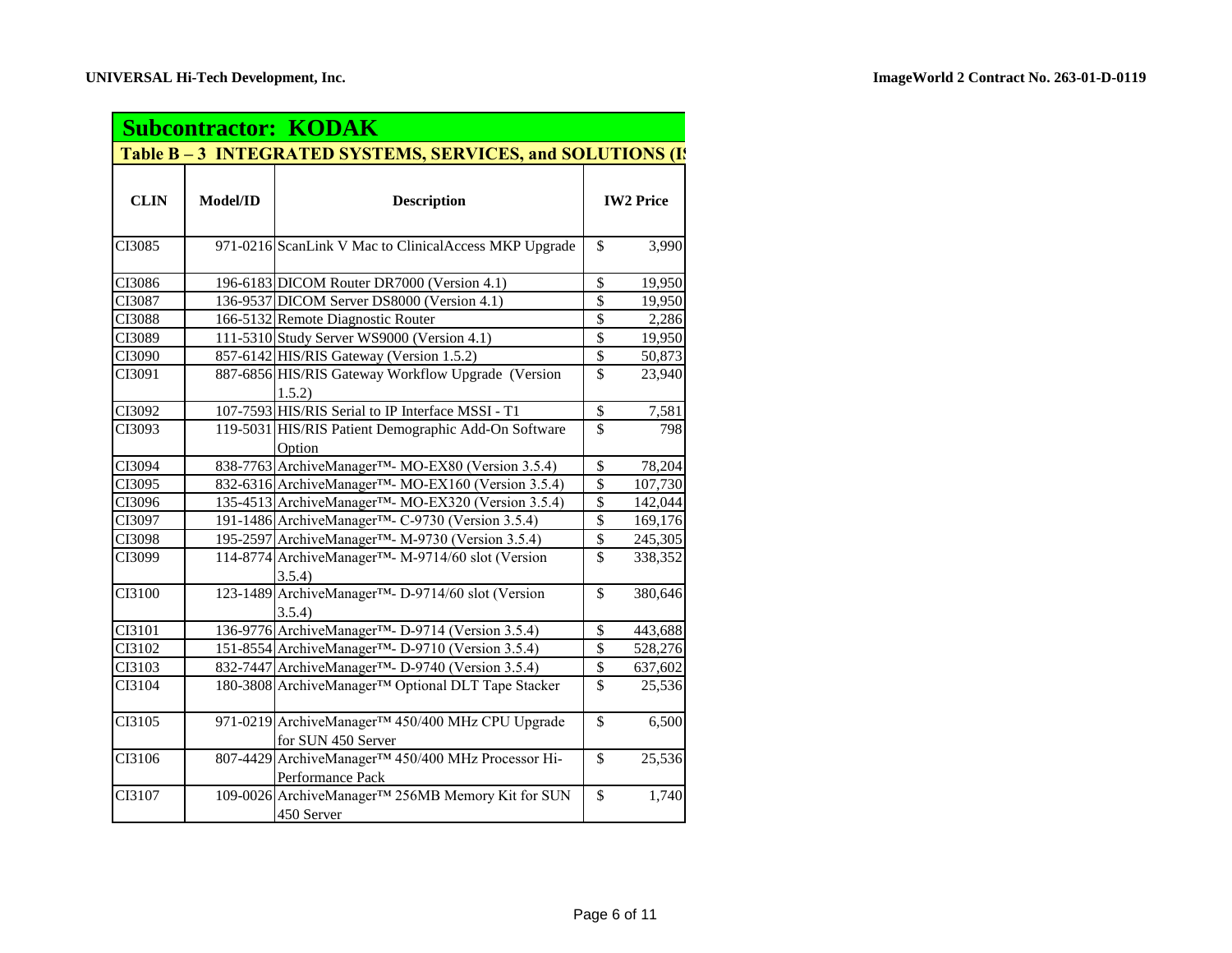## Subcontractor: KODAK

### Table B – 3 INTEGRATED SYSTEMS, SERVICES, and SOLUTIONS (IS

| CLIN | Model/ID | Description | IW2 Price |
|---|---|---|---|
| CI3085 | 971-0216 | ScanLink V Mac to ClinicalAccess MKP Upgrade | $ 3,990 |
| CI3086 | 196-6183 | DICOM Router DR7000 (Version 4.1) | $ 19,950 |
| CI3087 | 136-9537 | DICOM Server DS8000 (Version 4.1) | $ 19,950 |
| CI3088 | 166-5132 | Remote Diagnostic Router | $ 2,286 |
| CI3089 | 111-5310 | Study Server WS9000 (Version 4.1) | $ 19,950 |
| CI3090 | 857-6142 | HIS/RIS Gateway (Version 1.5.2) | $ 50,873 |
| CI3091 | 887-6856 | HIS/RIS Gateway Workflow Upgrade (Version 1.5.2) | $ 23,940 |
| CI3092 | 107-7593 | HIS/RIS Serial to IP Interface MSSI - T1 | $ 7,581 |
| CI3093 | 119-5031 | HIS/RIS Patient Demographic Add-On Software Option | $ 798 |
| CI3094 | 838-7763 | ArchiveManager™- MO-EX80 (Version 3.5.4) | $ 78,204 |
| CI3095 | 832-6316 | ArchiveManager™- MO-EX160 (Version 3.5.4) | $ 107,730 |
| CI3096 | 135-4513 | ArchiveManager™- MO-EX320 (Version 3.5.4) | $ 142,044 |
| CI3097 | 191-1486 | ArchiveManager™- C-9730 (Version 3.5.4) | $ 169,176 |
| CI3098 | 195-2597 | ArchiveManager™- M-9730 (Version 3.5.4) | $ 245,305 |
| CI3099 | 114-8774 | ArchiveManager™- M-9714/60 slot (Version 3.5.4) | $ 338,352 |
| CI3100 | 123-1489 | ArchiveManager™- D-9714/60 slot (Version 3.5.4) | $ 380,646 |
| CI3101 | 136-9776 | ArchiveManager™- D-9714 (Version 3.5.4) | $ 443,688 |
| CI3102 | 151-8554 | ArchiveManager™- D-9710 (Version 3.5.4) | $ 528,276 |
| CI3103 | 832-7447 | ArchiveManager™- D-9740 (Version 3.5.4) | $ 637,602 |
| CI3104 | 180-3808 | ArchiveManager™ Optional DLT Tape Stacker | $ 25,536 |
| CI3105 | 971-0219 | ArchiveManager™ 450/400 MHz CPU Upgrade for SUN 450 Server | $ 6,500 |
| CI3106 | 807-4429 | ArchiveManager™ 450/400 MHz Processor Hi-Performance Pack | $ 25,536 |
| CI3107 | 109-0026 | ArchiveManager™ 256MB Memory Kit for SUN 450 Server | $ 1,740 |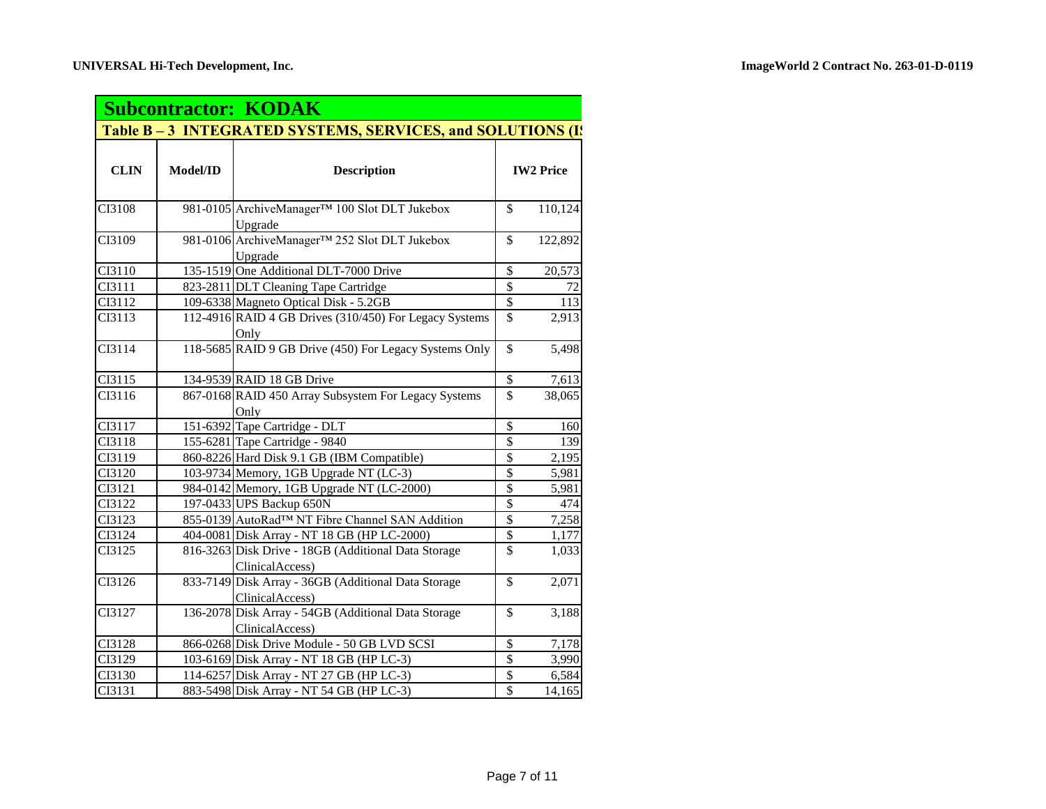## Subcontractor: KODAK

### Table B – 3 INTEGRATED SYSTEMS, SERVICES, and SOLUTIONS (IS

| CLIN | Model/ID | Description | IW2 Price |
|---|---|---|---|
| CI3108 | 981-0105 | ArchiveManager™ 100 Slot DLT Jukebox Upgrade | $ 110,124 |
| CI3109 | 981-0106 | ArchiveManager™ 252 Slot DLT Jukebox Upgrade | $ 122,892 |
| CI3110 | 135-1519 | One Additional DLT-7000 Drive | $ 20,573 |
| CI3111 | 823-2811 | DLT Cleaning Tape Cartridge | $ 72 |
| CI3112 | 109-6338 | Magneto Optical Disk - 5.2GB | $ 113 |
| CI3113 | 112-4916 | RAID 4 GB Drives (310/450) For Legacy Systems Only | $ 2,913 |
| CI3114 | 118-5685 | RAID 9 GB Drive (450) For Legacy Systems Only | $ 5,498 |
| CI3115 | 134-9539 | RAID 18 GB Drive | $ 7,613 |
| CI3116 | 867-0168 | RAID 450 Array Subsystem For Legacy Systems Only | $ 38,065 |
| CI3117 | 151-6392 | Tape Cartridge - DLT | $ 160 |
| CI3118 | 155-6281 | Tape Cartridge - 9840 | $ 139 |
| CI3119 | 860-8226 | Hard Disk 9.1 GB (IBM Compatible) | $ 2,195 |
| CI3120 | 103-9734 | Memory, 1GB Upgrade NT (LC-3) | $ 5,981 |
| CI3121 | 984-0142 | Memory, 1GB Upgrade NT (LC-2000) | $ 5,981 |
| CI3122 | 197-0433 | UPS Backup 650N | $ 474 |
| CI3123 | 855-0139 | AutoRad™ NT Fibre Channel SAN Addition | $ 7,258 |
| CI3124 | 404-0081 | Disk Array - NT 18 GB (HP LC-2000) | $ 1,177 |
| CI3125 | 816-3263 | Disk Drive - 18GB (Additional Data Storage ClinicalAccess) | $ 1,033 |
| CI3126 | 833-7149 | Disk Array - 36GB (Additional Data Storage ClinicalAccess) | $ 2,071 |
| CI3127 | 136-2078 | Disk Array - 54GB (Additional Data Storage ClinicalAccess) | $ 3,188 |
| CI3128 | 866-0268 | Disk Drive Module - 50 GB LVD SCSI | $ 7,178 |
| CI3129 | 103-6169 | Disk Array - NT 18 GB (HP LC-3) | $ 3,990 |
| CI3130 | 114-6257 | Disk Array - NT 27 GB (HP LC-3) | $ 6,584 |
| CI3131 | 883-5498 | Disk Array - NT 54 GB (HP LC-3) | $ 14,165 |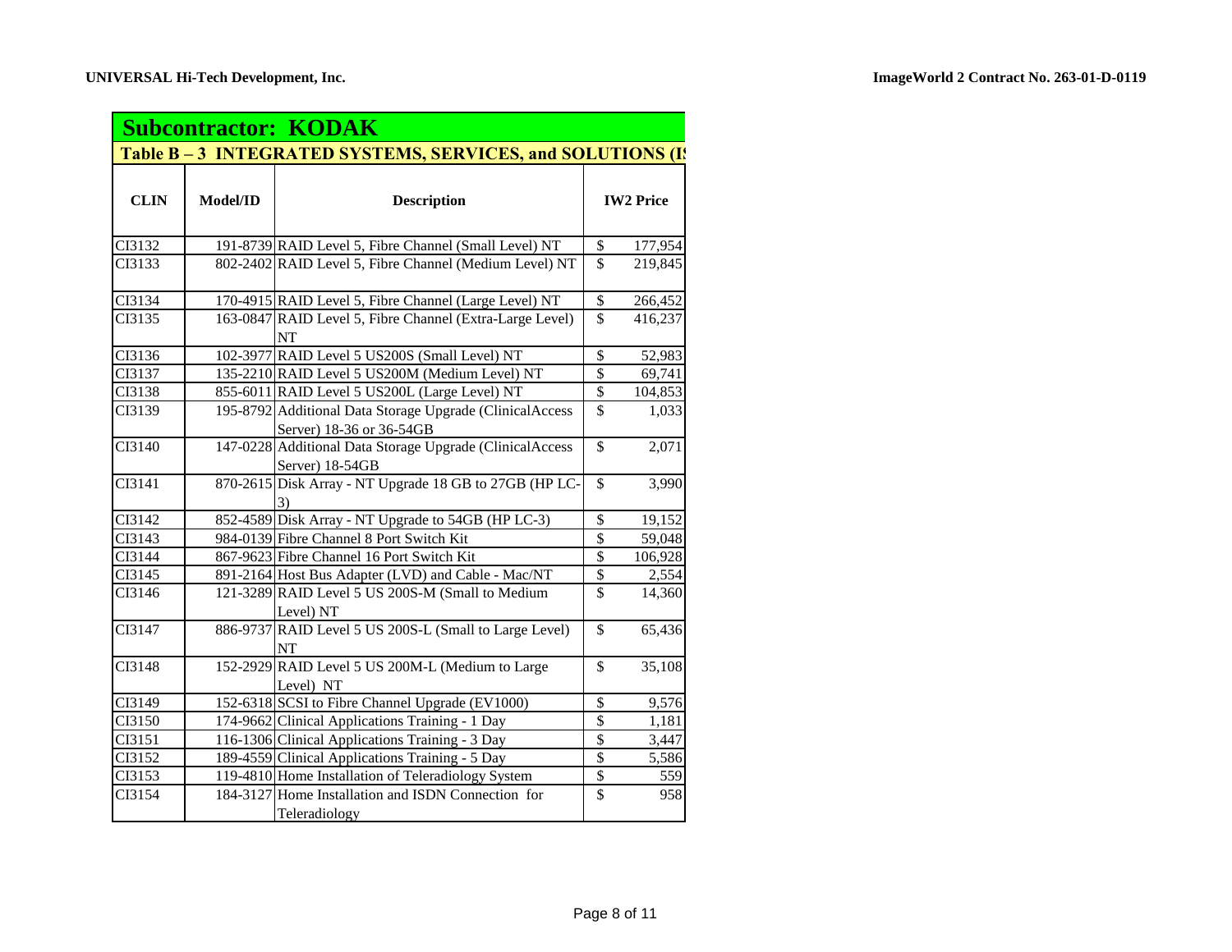## Subcontractor: KODAK

### Table B – 3 INTEGRATED SYSTEMS, SERVICES, and SOLUTIONS (I

| CLIN | Model/ID | Description | IW2 Price |
|---|---|---|---|
| CI3132 | 191-8739 | RAID Level 5, Fibre Channel (Small Level) NT | $ 177,954 |
| CI3133 | 802-2402 | RAID Level 5, Fibre Channel (Medium Level) NT | $ 219,845 |
| CI3134 | 170-4915 | RAID Level 5, Fibre Channel (Large Level) NT | $ 266,452 |
| CI3135 | 163-0847 | RAID Level 5, Fibre Channel (Extra-Large Level) NT | $ 416,237 |
| CI3136 | 102-3977 | RAID Level 5 US200S (Small Level) NT | $ 52,983 |
| CI3137 | 135-2210 | RAID Level 5 US200M (Medium Level) NT | $ 69,741 |
| CI3138 | 855-6011 | RAID Level 5 US200L (Large Level) NT | $ 104,853 |
| CI3139 | 195-8792 | Additional Data Storage Upgrade (ClinicalAccess Server) 18-36 or 36-54GB | $ 1,033 |
| CI3140 | 147-0228 | Additional Data Storage Upgrade (ClinicalAccess Server) 18-54GB | $ 2,071 |
| CI3141 | 870-2615 | Disk Array - NT Upgrade 18 GB to 27GB (HP LC-3) | $ 3,990 |
| CI3142 | 852-4589 | Disk Array - NT Upgrade to 54GB (HP LC-3) | $ 19,152 |
| CI3143 | 984-0139 | Fibre Channel 8 Port Switch Kit | $ 59,048 |
| CI3144 | 867-9623 | Fibre Channel 16 Port Switch Kit | $ 106,928 |
| CI3145 | 891-2164 | Host Bus Adapter (LVD) and Cable - Mac/NT | $ 2,554 |
| CI3146 | 121-3289 | RAID Level 5 US 200S-M (Small to Medium Level) NT | $ 14,360 |
| CI3147 | 886-9737 | RAID Level 5 US 200S-L (Small to Large Level) NT | $ 65,436 |
| CI3148 | 152-2929 | RAID Level 5 US 200M-L (Medium to Large Level) NT | $ 35,108 |
| CI3149 | 152-6318 | SCSI to Fibre Channel Upgrade (EV1000) | $ 9,576 |
| CI3150 | 174-9662 | Clinical Applications Training - 1 Day | $ 1,181 |
| CI3151 | 116-1306 | Clinical Applications Training - 3 Day | $ 3,447 |
| CI3152 | 189-4559 | Clinical Applications Training - 5 Day | $ 5,586 |
| CI3153 | 119-4810 | Home Installation of Teleradiology System | $ 559 |
| CI3154 | 184-3127 | Home Installation and ISDN Connection for Teleradiology | $ 958 |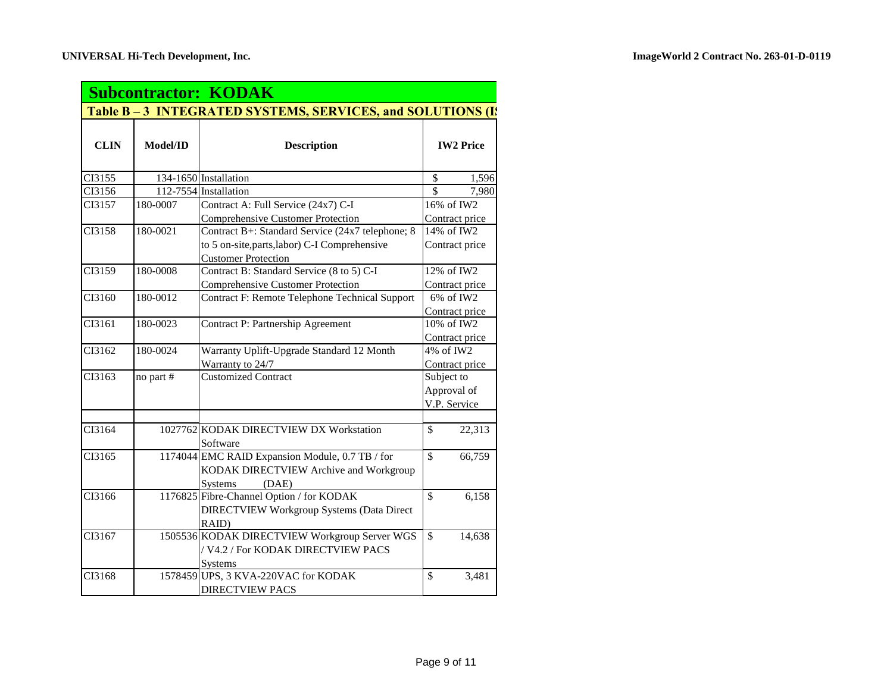## Subcontractor: KODAK

### Table B – 3 INTEGRATED SYSTEMS, SERVICES, and SOLUTIONS (IS

| CLIN | Model/ID | Description | IW2 Price |
|---|---|---|---|
| CI3155 | 134-1650 | Installation | $ 1,596 |
| CI3156 | 112-7554 | Installation | $ 7,980 |
| CI3157 | 180-0007 | Contract A: Full Service (24x7) C-I Comprehensive Customer Protection | 16% of IW2 Contract price |
| CI3158 | 180-0021 | Contract B+: Standard Service (24x7 telephone; 8 to 5 on-site,parts,labor) C-I Comprehensive Customer Protection | 14% of IW2 Contract price |
| CI3159 | 180-0008 | Contract B: Standard Service (8 to 5) C-I Comprehensive Customer Protection | 12% of IW2 Contract price |
| CI3160 | 180-0012 | Contract F: Remote Telephone Technical Support | 6% of IW2 Contract price |
| CI3161 | 180-0023 | Contract P: Partnership Agreement | 10% of IW2 Contract price |
| CI3162 | 180-0024 | Warranty Uplift-Upgrade Standard 12 Month Warranty to 24/7 | 4% of IW2 Contract price |
| CI3163 | no part # | Customized Contract | Subject to Approval of V.P. Service |
| | | | |
| CI3164 | 1027762 | KODAK DIRECTVIEW DX Workstation Software | $ 22,313 |
| CI3165 | 1174044 | EMC RAID Expansion Module, 0.7 TB / for KODAK DIRECTVIEW Archive and Workgroup Systems (DAE) | $ 66,759 |
| CI3166 | 1176825 | Fibre-Channel Option / for KODAK DIRECTVIEW Workgroup Systems (Data Direct RAID) | $ 6,158 |
| CI3167 | 1505536 | KODAK DIRECTVIEW Workgroup Server WGS / V4.2 / For KODAK DIRECTVIEW PACS Systems | $ 14,638 |
| CI3168 | 1578459 | UPS, 3 KVA-220VAC for KODAK DIRECTVIEW PACS | $ 3,481 |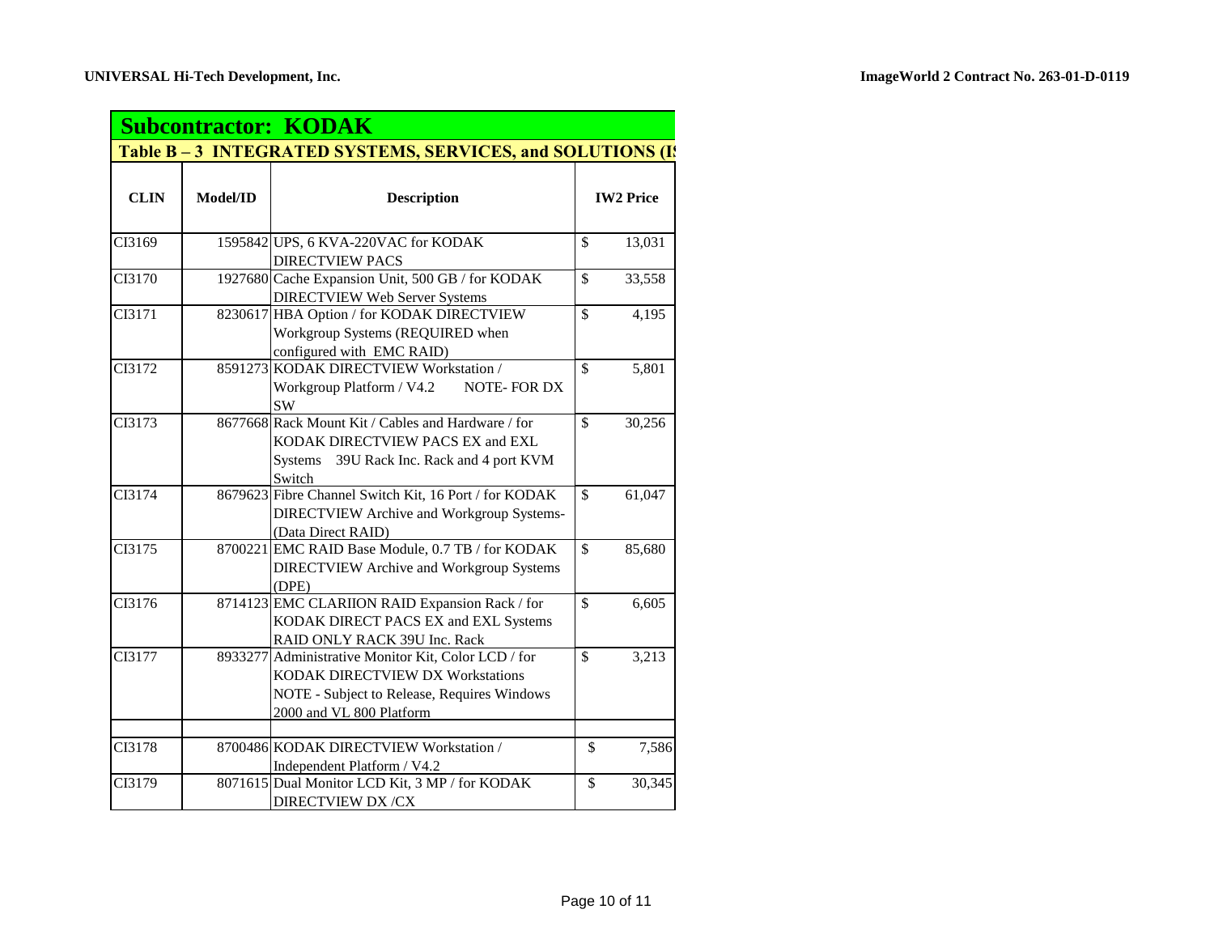## Subcontractor: KODAK

### Table B – 3 INTEGRATED SYSTEMS, SERVICES, and SOLUTIONS (I

| CLIN | Model/ID | Description | IW2 Price |
|---|---|---|---|
| CI3169 | 1595842 | UPS, 6 KVA-220VAC for KODAK DIRECTVIEW PACS | $ 13,031 |
| CI3170 | 1927680 | Cache Expansion Unit, 500 GB / for KODAK DIRECTVIEW Web Server Systems | $ 33,558 |
| CI3171 | 8230617 | HBA Option / for KODAK DIRECTVIEW Workgroup Systems (REQUIRED when configured with EMC RAID) | $ 4,195 |
| CI3172 | 8591273 | KODAK DIRECTVIEW Workstation / Workgroup Platform / V4.2 NOTE- FOR DX SW | $ 5,801 |
| CI3173 | 8677668 | Rack Mount Kit / Cables and Hardware / for KODAK DIRECTVIEW PACS EX and EXL Systems 39U Rack Inc. Rack and 4 port KVM Switch | $ 30,256 |
| CI3174 | 8679623 | Fibre Channel Switch Kit, 16 Port / for KODAK DIRECTVIEW Archive and Workgroup Systems- (Data Direct RAID) | $ 61,047 |
| CI3175 | 8700221 | EMC RAID Base Module, 0.7 TB / for KODAK DIRECTVIEW Archive and Workgroup Systems (DPE) | $ 85,680 |
| CI3176 | 8714123 | EMC CLARIION RAID Expansion Rack / for KODAK DIRECT PACS EX and EXL Systems RAID ONLY RACK 39U Inc. Rack | $ 6,605 |
| CI3177 | 8933277 | Administrative Monitor Kit, Color LCD / for KODAK DIRECTVIEW DX Workstations NOTE - Subject to Release, Requires Windows 2000 and VL 800 Platform | $ 3,213 |
| | | | |
| CI3178 | 8700486 | KODAK DIRECTVIEW Workstation / Independent Platform / V4.2 | $ 7,586 |
| CI3179 | 8071615 | Dual Monitor LCD Kit, 3 MP / for KODAK DIRECTVIEW DX /CX | $ 30,345 |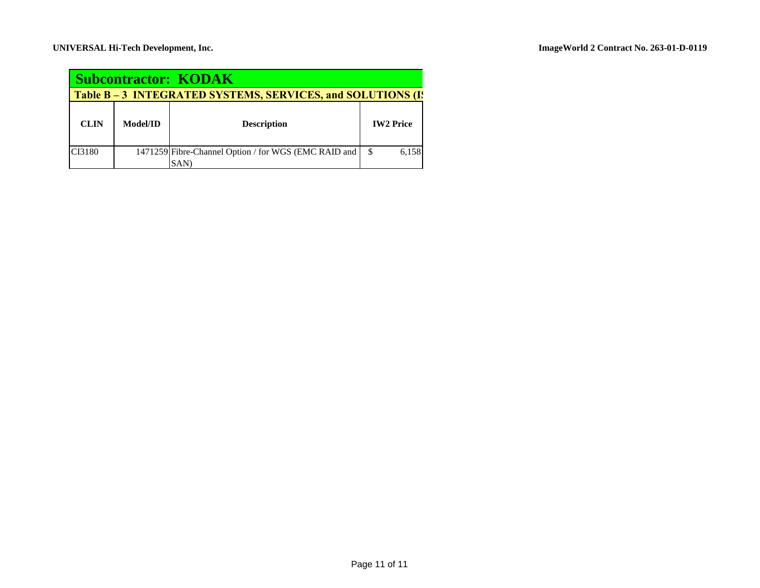## Subcontractor: KODAK

### Table B – 3 INTEGRATED SYSTEMS, SERVICES, and SOLUTIONS (IS

| CLIN | Model/ID | Description | IW2 Price |
|---|---|---|---|
| CI3180 | 1471259 | Fibre-Channel Option / for WGS (EMC RAID and SAN) | $ 6,158 |